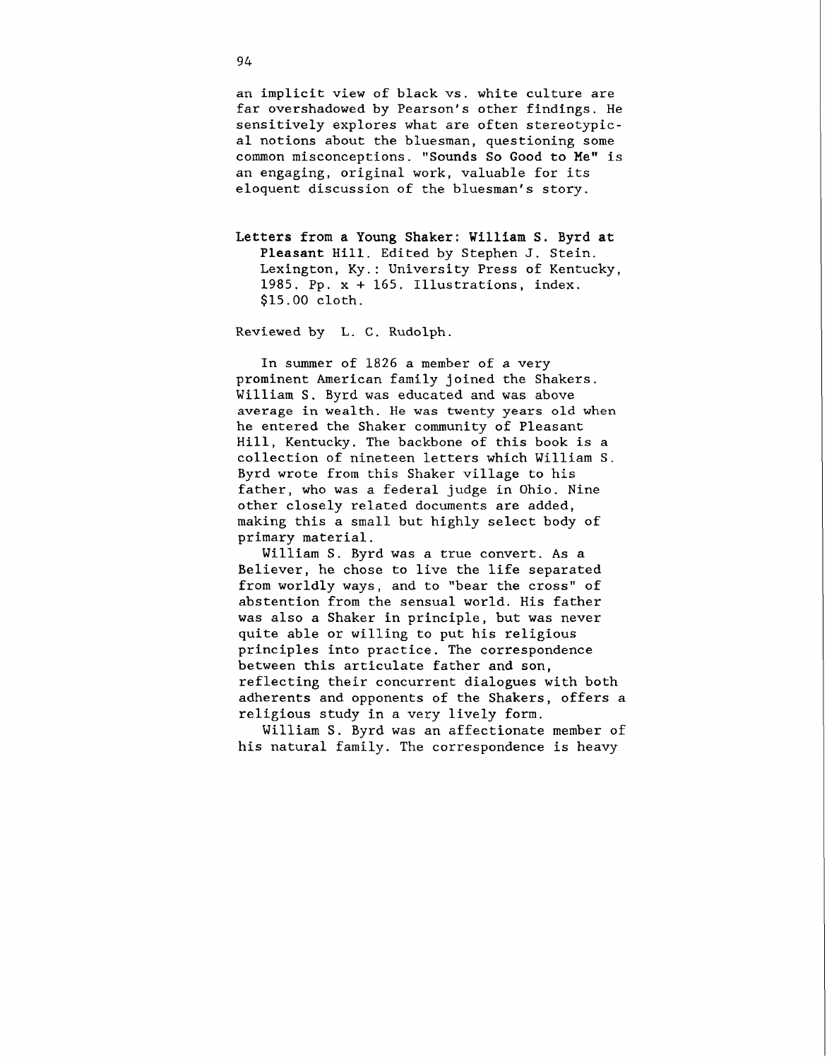an implicit view of black vs. white culture are far overshadowed by Pearson's other findings. He sensitively explores what are often stereotypical notions about the bluesman, questioning some common misconceptions. "**Sounds So Good to Me**" is an engaging, original work, valuable for its eloquent discussion of the bluesman's story.

**Letters from a Young Shaker: William S. Byrd at Pleasant Hill.** Edited by Stephen J. Stein. Lexington, Ky.: University Press of Kentucky, 1985. Pp. x + 165. Illustrations, index. $15.00 cloth.

Reviewed by L. C. Rudolph.

In summer of 1826 a member of a very prominent American family joined the Shakers. William S. Byrd was educated and was above average in wealth. He was twenty years old when he entered the Shaker community of Pleasant Hill, Kentucky. The backbone of this book is a collection of nineteen letters which William S. Byrd wrote from this Shaker village to his father, who was a federal judge in Ohio. Nine other closely related documents are added, making this a small but highly select body of primary material.

William S. Byrd was a true convert. As a Believer, he chose to live the life separated from worldly ways, and to "bear the cross" of abstention from the sensual world. His father was also a Shaker in principle, but was never quite able or willing to put his religious principles into practice. The correspondence between this articulate father and son, reflecting their concurrent dialogues with both adherents and opponents of the Shakers, offers a religious study in a very lively form.

William S. Byrd was an affectionate member of his natural family. The correspondence is heavy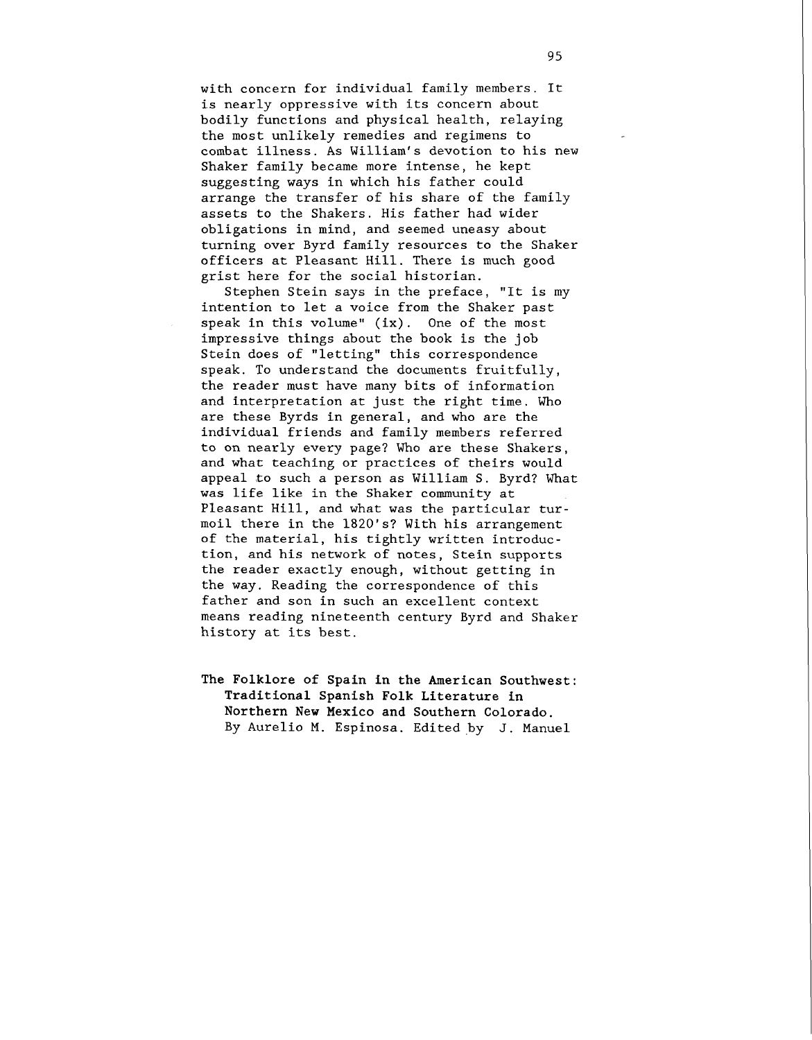with concern for individual family members. It is nearly oppressive with its concern about bodily functions and physical health, relaying the most unlikely remedies and regimens to combat illness. As William's devotion to his new Shaker family became more intense, he kept suggesting ways in which his father could arrange the transfer of his share of the family assets to the Shakers. His father had wider obligations in mind, and seemed uneasy about turning over Byrd family resources to the Shaker officers at Pleasant Hill. There is much good grist here for the social historian.

Stephen Stein says in the preface, "It is my intention to let a voice from the Shaker past speak in this volume" (ix). One of the most impressive things about the book is the job Stein does of "letting" this correspondence speak. To understand the documents fruitfully, the reader must have many bits of information and interpretation at just the right time. Who are these Byrds in general, and who are the individual friends and family members referred to on nearly every page? Who are these Shakers, and what teaching or practices of theirs would appeal to such a person as William S. Byrd? What was life like in the Shaker community at Pleasant Hill, and what was the particular turmoil there in the 1820's? With his arrangement of the material, his tightly written introduction, and his network of notes, Stein supports the reader exactly enough, without getting in the way. Reading the correspondence of this father and son in such an excellent context means reading nineteenth century Byrd and Shaker history at its best.

**The Folklore of Spain in the American Southwest: Traditional Spanish Folk Literature in Northern New Mexico and Southern Colorado.** By Aurelio M. Espinosa. Edited by J. Manuel